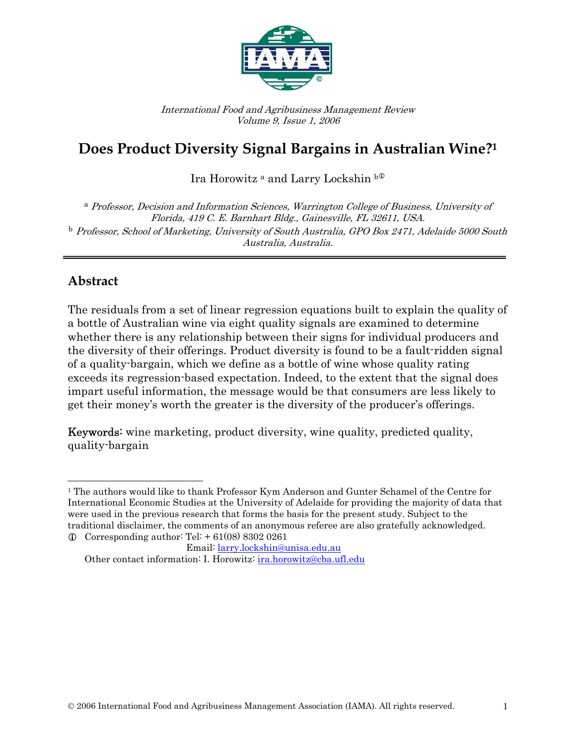*International Food and Agribusiness Management Review*
*Volume 9, Issue 1, 2006*

# Does Product Diversity Signal Bargains in Australian Wine?[1]

Ira Horowitz [a] and Larry Lockshin [b]

[a] *Professor, Decision and Information Sciences, Warrington College of Business, University of Florida, 419 C. E. Barnhart Bldg., Gainesville, FL 32611, USA.*

[b] *Professor, School of Marketing, University of South Australia, GPO Box 2471, Adelaide 5000 South Australia, Australia.*

## Abstract

The residuals from a set of linear regression equations built to explain the quality of a bottle of Australian wine via eight quality signals are examined to determine whether there is any relationship between their signs for individual producers and the diversity of their offerings. Product diversity is found to be a fault-ridden signal of a quality-bargain, which we define as a bottle of wine whose quality rating exceeds its regression-based expectation. Indeed, to the extent that the signal does impart useful information, the message would be that consumers are less likely to get their money's worth the greater is the diversity of the producer's offerings.

**Keywords:** wine marketing, product diversity, wine quality, predicted quality, quality-bargain

---

[1] The authors would like to thank Professor Kym Anderson and Gunter Schamel of the Centre for International Economic Studies at the University of Adelaide for providing the majority of data that were used in the previous research that forms the basis for the present study. Subject to the traditional disclaimer, the comments of an anonymous referee are also gratefully acknowledged.

Corresponding author: Tel: + 61(08) 8302 0261
Email: larry.lockshin@unisa.edu.au
Other contact information: I. Horowitz: ira.horowitz@cba.ufl.edu

© 2006 International Food and Agribusiness Management Association (IAMA). All rights reserved.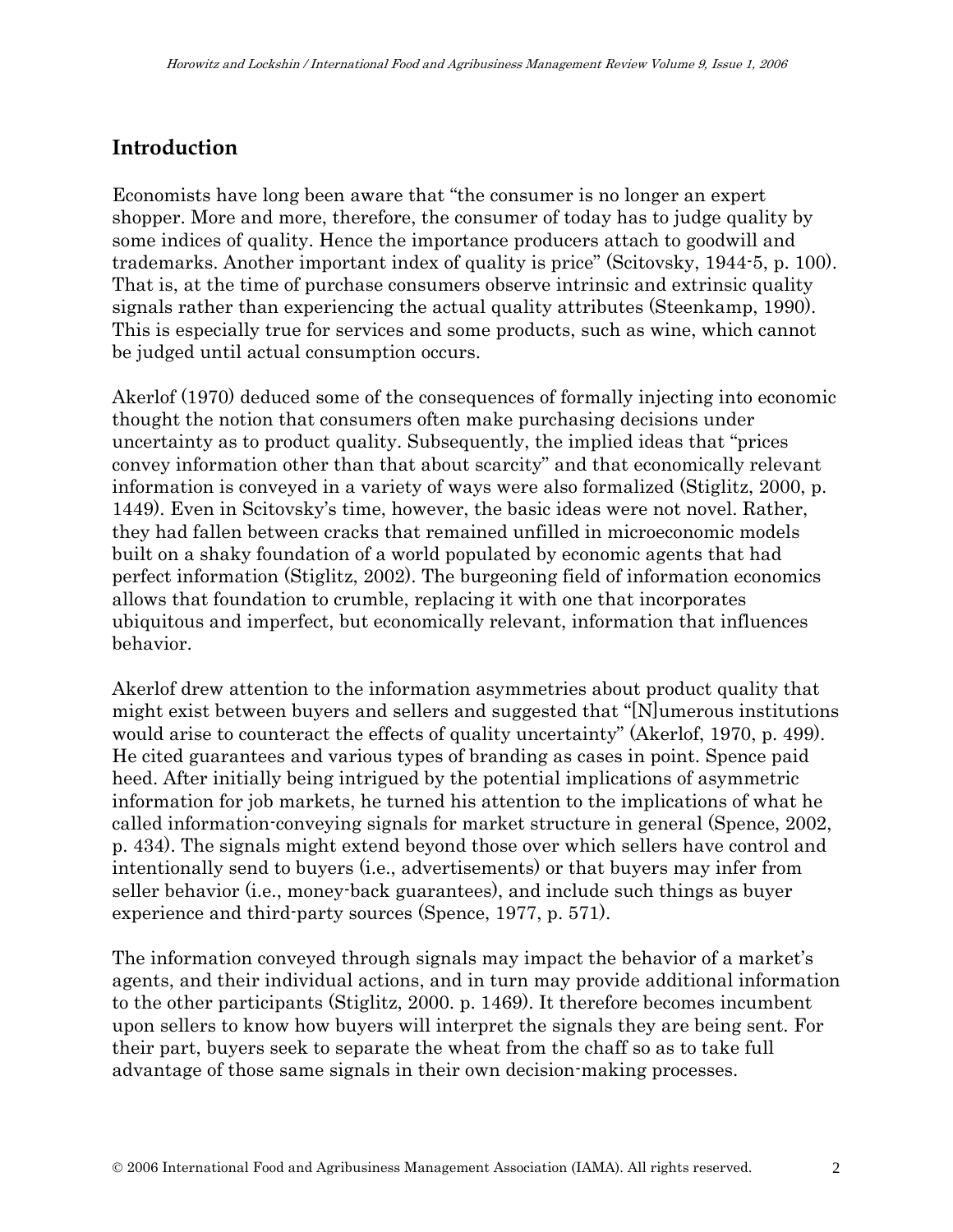## Introduction

Economists have long been aware that "the consumer is no longer an expert shopper. More and more, therefore, the consumer of today has to judge quality by some indices of quality. Hence the importance producers attach to goodwill and trademarks. Another important index of quality is price" (Scitovsky, 1944-5, p. 100). That is, at the time of purchase consumers observe intrinsic and extrinsic quality signals rather than experiencing the actual quality attributes (Steenkamp, 1990). This is especially true for services and some products, such as wine, which cannot be judged until actual consumption occurs.

Akerlof (1970) deduced some of the consequences of formally injecting into economic thought the notion that consumers often make purchasing decisions under uncertainty as to product quality. Subsequently, the implied ideas that "prices convey information other than that about scarcity" and that economically relevant information is conveyed in a variety of ways were also formalized (Stiglitz, 2000, p. 1449). Even in Scitovsky's time, however, the basic ideas were not novel. Rather, they had fallen between cracks that remained unfilled in microeconomic models built on a shaky foundation of a world populated by economic agents that had perfect information (Stiglitz, 2002). The burgeoning field of information economics allows that foundation to crumble, replacing it with one that incorporates ubiquitous and imperfect, but economically relevant, information that influences behavior.

Akerlof drew attention to the information asymmetries about product quality that might exist between buyers and sellers and suggested that "[N]umerous institutions would arise to counteract the effects of quality uncertainty" (Akerlof, 1970, p. 499). He cited guarantees and various types of branding as cases in point. Spence paid heed. After initially being intrigued by the potential implications of asymmetric information for job markets, he turned his attention to the implications of what he called information-conveying signals for market structure in general (Spence, 2002, p. 434). The signals might extend beyond those over which sellers have control and intentionally send to buyers (i.e., advertisements) or that buyers may infer from seller behavior (i.e., money-back guarantees), and include such things as buyer experience and third-party sources (Spence, 1977, p. 571).

The information conveyed through signals may impact the behavior of a market's agents, and their individual actions, and in turn may provide additional information to the other participants (Stiglitz, 2000. p. 1469). It therefore becomes incumbent upon sellers to know how buyers will interpret the signals they are being sent. For their part, buyers seek to separate the wheat from the chaff so as to take full advantage of those same signals in their own decision-making processes.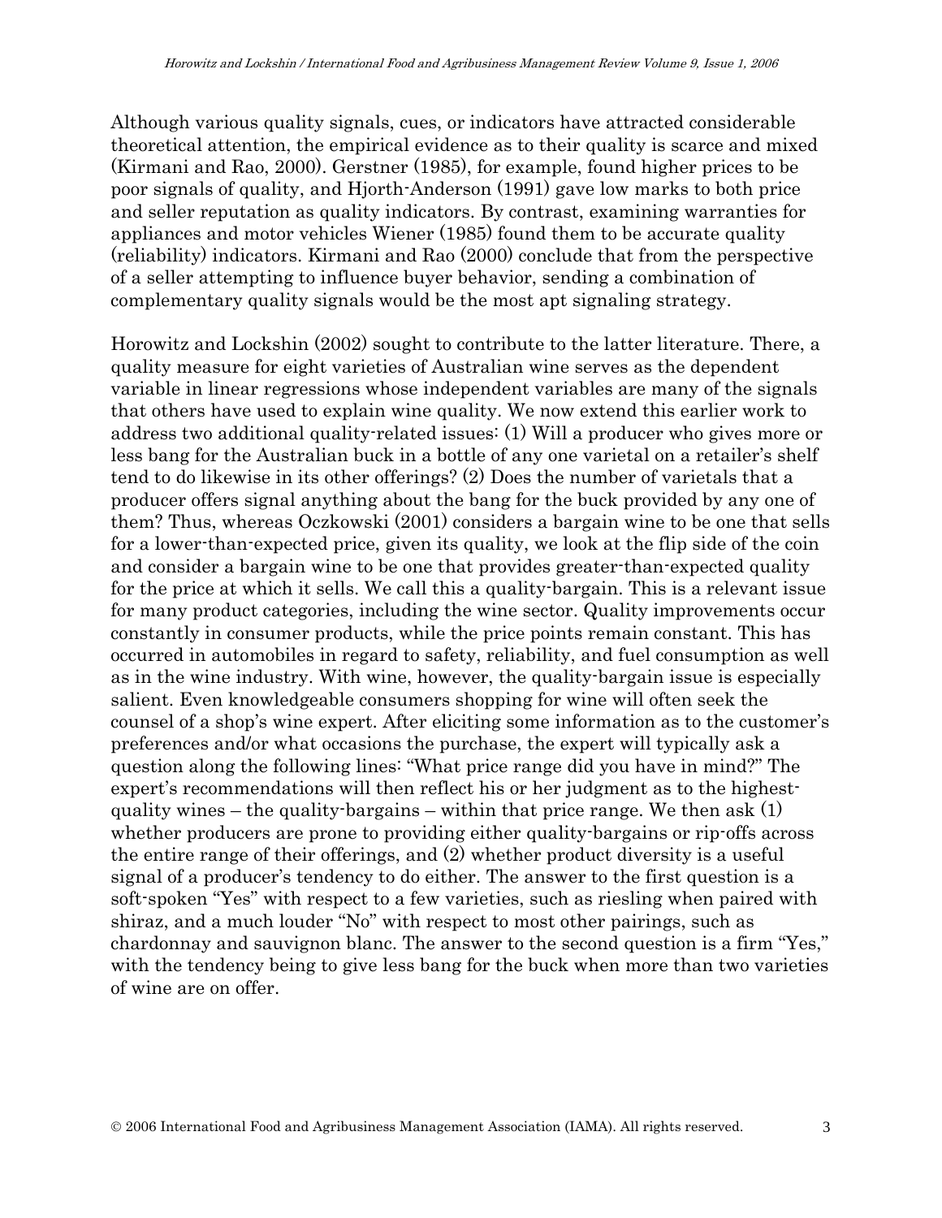Although various quality signals, cues, or indicators have attracted considerable theoretical attention, the empirical evidence as to their quality is scarce and mixed (Kirmani and Rao, 2000). Gerstner (1985), for example, found higher prices to be poor signals of quality, and Hjorth-Anderson (1991) gave low marks to both price and seller reputation as quality indicators. By contrast, examining warranties for appliances and motor vehicles Wiener (1985) found them to be accurate quality (reliability) indicators. Kirmani and Rao (2000) conclude that from the perspective of a seller attempting to influence buyer behavior, sending a combination of complementary quality signals would be the most apt signaling strategy.

Horowitz and Lockshin (2002) sought to contribute to the latter literature. There, a quality measure for eight varieties of Australian wine serves as the dependent variable in linear regressions whose independent variables are many of the signals that others have used to explain wine quality. We now extend this earlier work to address two additional quality-related issues: (1) Will a producer who gives more or less bang for the Australian buck in a bottle of any one varietal on a retailer's shelf tend to do likewise in its other offerings? (2) Does the number of varietals that a producer offers signal anything about the bang for the buck provided by any one of them? Thus, whereas Oczkowski (2001) considers a bargain wine to be one that sells for a lower-than-expected price, given its quality, we look at the flip side of the coin and consider a bargain wine to be one that provides greater-than-expected quality for the price at which it sells. We call this a quality-bargain. This is a relevant issue for many product categories, including the wine sector. Quality improvements occur constantly in consumer products, while the price points remain constant. This has occurred in automobiles in regard to safety, reliability, and fuel consumption as well as in the wine industry. With wine, however, the quality-bargain issue is especially salient. Even knowledgeable consumers shopping for wine will often seek the counsel of a shop's wine expert. After eliciting some information as to the customer's preferences and/or what occasions the purchase, the expert will typically ask a question along the following lines: "What price range did you have in mind?" The expert's recommendations will then reflect his or her judgment as to the highest-quality wines – the quality-bargains – within that price range. We then ask (1) whether producers are prone to providing either quality-bargains or rip-offs across the entire range of their offerings, and (2) whether product diversity is a useful signal of a producer's tendency to do either. The answer to the first question is a soft-spoken "Yes" with respect to a few varieties, such as riesling when paired with shiraz, and a much louder "No" with respect to most other pairings, such as chardonnay and sauvignon blanc. The answer to the second question is a firm "Yes," with the tendency being to give less bang for the buck when more than two varieties of wine are on offer.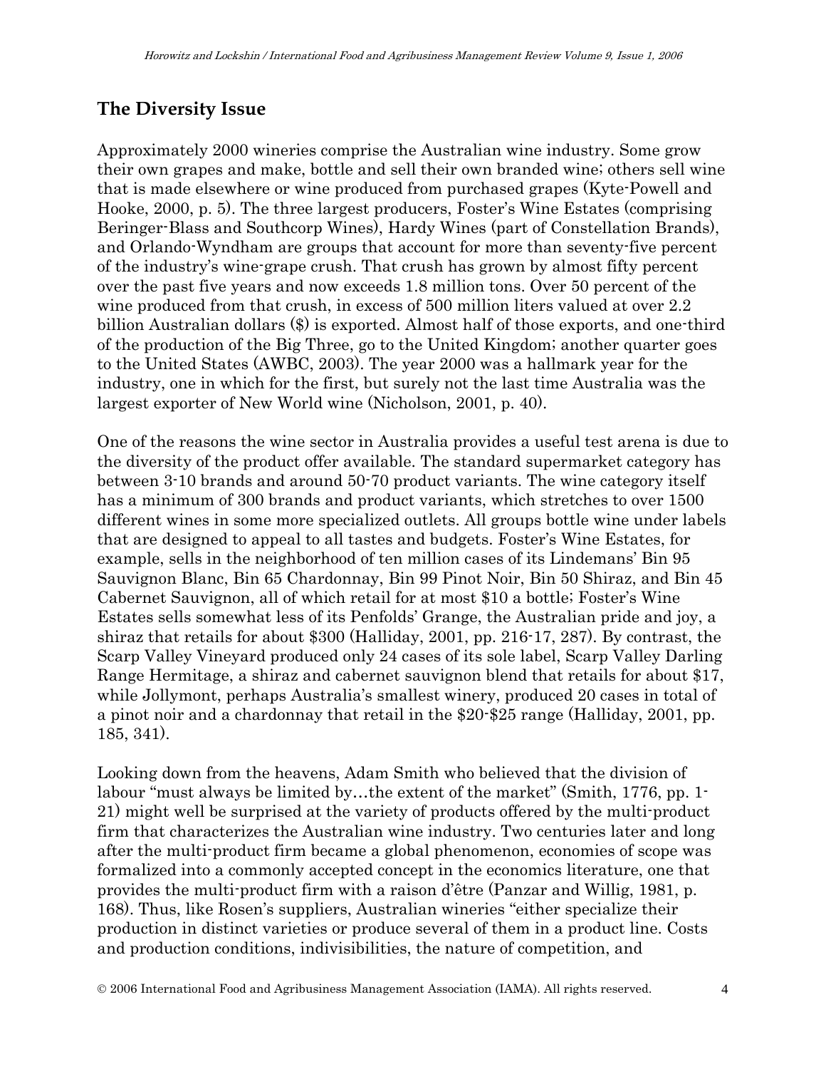## The Diversity Issue

Approximately 2000 wineries comprise the Australian wine industry. Some grow their own grapes and make, bottle and sell their own branded wine; others sell wine that is made elsewhere or wine produced from purchased grapes (Kyte-Powell and Hooke, 2000, p. 5). The three largest producers, Foster's Wine Estates (comprising Beringer-Blass and Southcorp Wines), Hardy Wines (part of Constellation Brands), and Orlando-Wyndham are groups that account for more than seventy-five percent of the industry's wine-grape crush. That crush has grown by almost fifty percent over the past five years and now exceeds 1.8 million tons. Over 50 percent of the wine produced from that crush, in excess of 500 million liters valued at over 2.2 billion Australian dollars ($) is exported. Almost half of those exports, and one-third of the production of the Big Three, go to the United Kingdom; another quarter goes to the United States (AWBC, 2003). The year 2000 was a hallmark year for the industry, one in which for the first, but surely not the last time Australia was the largest exporter of New World wine (Nicholson, 2001, p. 40).

One of the reasons the wine sector in Australia provides a useful test arena is due to the diversity of the product offer available. The standard supermarket category has between 3-10 brands and around 50-70 product variants. The wine category itself has a minimum of 300 brands and product variants, which stretches to over 1500 different wines in some more specialized outlets. All groups bottle wine under labels that are designed to appeal to all tastes and budgets. Foster's Wine Estates, for example, sells in the neighborhood of ten million cases of its Lindemans' Bin 95 Sauvignon Blanc, Bin 65 Chardonnay, Bin 99 Pinot Noir, Bin 50 Shiraz, and Bin 45 Cabernet Sauvignon, all of which retail for at most $10 a bottle; Foster's Wine Estates sells somewhat less of its Penfolds' Grange, the Australian pride and joy, a shiraz that retails for about $300 (Halliday, 2001, pp. 216-17, 287). By contrast, the Scarp Valley Vineyard produced only 24 cases of its sole label, Scarp Valley Darling Range Hermitage, a shiraz and cabernet sauvignon blend that retails for about $17, while Jollymont, perhaps Australia's smallest winery, produced 20 cases in total of a pinot noir and a chardonnay that retail in the $20-$25 range (Halliday, 2001, pp. 185, 341).

Looking down from the heavens, Adam Smith who believed that the division of labour "must always be limited by…the extent of the market" (Smith, 1776, pp. 1-21) might well be surprised at the variety of products offered by the multi-product firm that characterizes the Australian wine industry. Two centuries later and long after the multi-product firm became a global phenomenon, economies of scope was formalized into a commonly accepted concept in the economics literature, one that provides the multi-product firm with a raison d'être (Panzar and Willig, 1981, p. 168). Thus, like Rosen's suppliers, Australian wineries "either specialize their production in distinct varieties or produce several of them in a product line. Costs and production conditions, indivisibilities, the nature of competition, and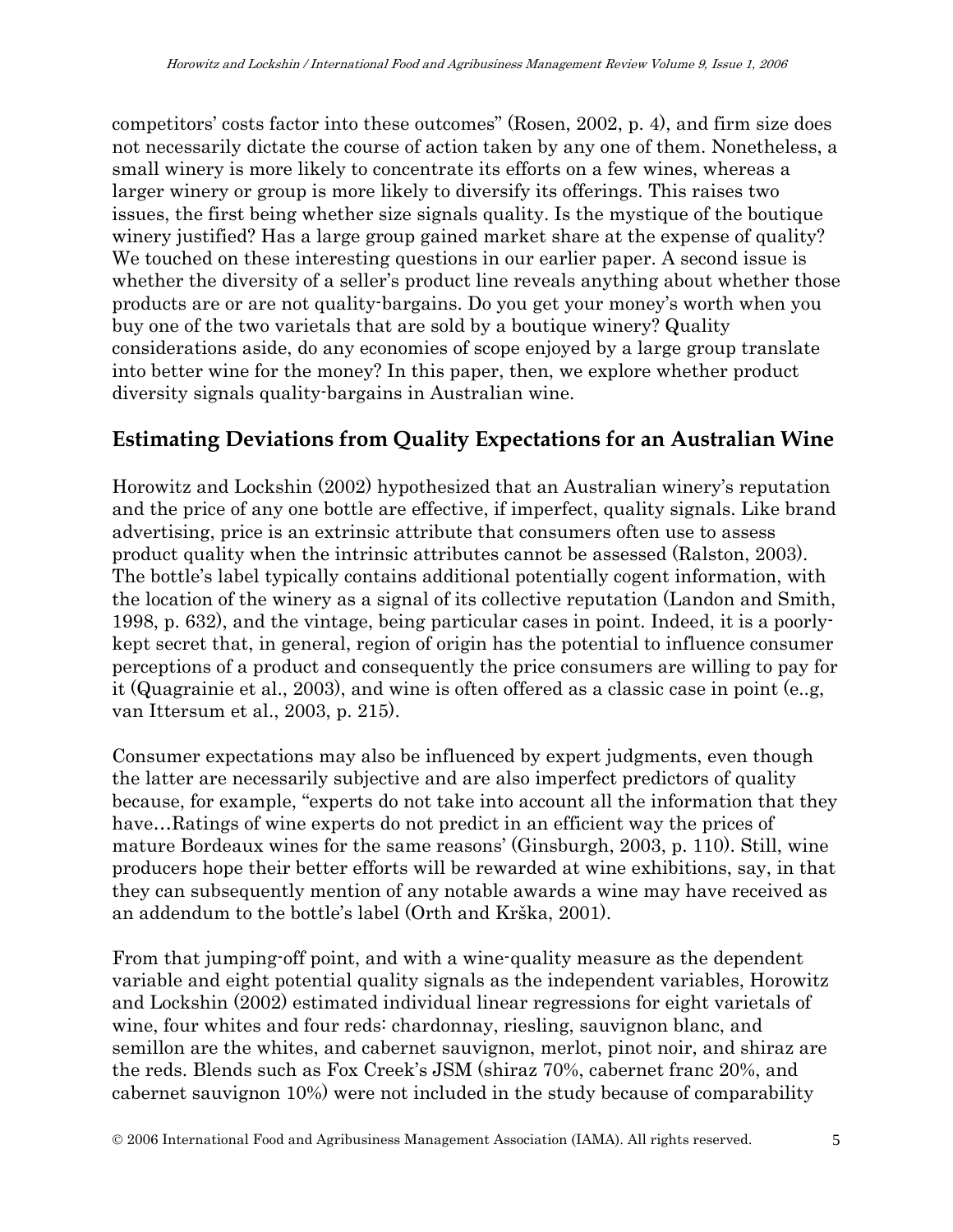competitors' costs factor into these outcomes" (Rosen, 2002, p. 4), and firm size does not necessarily dictate the course of action taken by any one of them. Nonetheless, a small winery is more likely to concentrate its efforts on a few wines, whereas a larger winery or group is more likely to diversify its offerings. This raises two issues, the first being whether size signals quality. Is the mystique of the boutique winery justified? Has a large group gained market share at the expense of quality? We touched on these interesting questions in our earlier paper. A second issue is whether the diversity of a seller's product line reveals anything about whether those products are or are not quality-bargains. Do you get your money's worth when you buy one of the two varietals that are sold by a boutique winery? Quality considerations aside, do any economies of scope enjoyed by a large group translate into better wine for the money? In this paper, then, we explore whether product diversity signals quality-bargains in Australian wine.

## Estimating Deviations from Quality Expectations for an Australian Wine

Horowitz and Lockshin (2002) hypothesized that an Australian winery's reputation and the price of any one bottle are effective, if imperfect, quality signals. Like brand advertising, price is an extrinsic attribute that consumers often use to assess product quality when the intrinsic attributes cannot be assessed (Ralston, 2003). The bottle's label typically contains additional potentially cogent information, with the location of the winery as a signal of its collective reputation (Landon and Smith, 1998, p. 632), and the vintage, being particular cases in point. Indeed, it is a poorly-kept secret that, in general, region of origin has the potential to influence consumer perceptions of a product and consequently the price consumers are willing to pay for it (Quagrainie et al., 2003), and wine is often offered as a classic case in point (e..g, van Ittersum et al., 2003, p. 215).

Consumer expectations may also be influenced by expert judgments, even though the latter are necessarily subjective and are also imperfect predictors of quality because, for example, "experts do not take into account all the information that they have…Ratings of wine experts do not predict in an efficient way the prices of mature Bordeaux wines for the same reasons' (Ginsburgh, 2003, p. 110). Still, wine producers hope their better efforts will be rewarded at wine exhibitions, say, in that they can subsequently mention of any notable awards a wine may have received as an addendum to the bottle's label (Orth and Krška, 2001).

From that jumping-off point, and with a wine-quality measure as the dependent variable and eight potential quality signals as the independent variables, Horowitz and Lockshin (2002) estimated individual linear regressions for eight varietals of wine, four whites and four reds: chardonnay, riesling, sauvignon blanc, and semillon are the whites, and cabernet sauvignon, merlot, pinot noir, and shiraz are the reds. Blends such as Fox Creek's JSM (shiraz 70%, cabernet franc 20%, and cabernet sauvignon 10%) were not included in the study because of comparability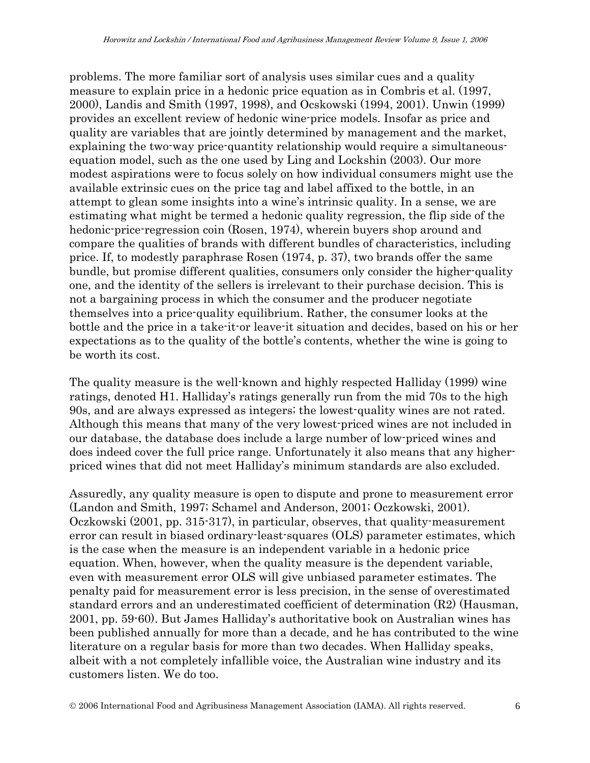problems. The more familiar sort of analysis uses similar cues and a quality measure to explain price in a hedonic price equation as in Combris et al. (1997, 2000), Landis and Smith (1997, 1998), and Ocskowski (1994, 2001). Unwin (1999) provides an excellent review of hedonic wine-price models. Insofar as price and quality are variables that are jointly determined by management and the market, explaining the two-way price-quantity relationship would require a simultaneous-equation model, such as the one used by Ling and Lockshin (2003). Our more modest aspirations were to focus solely on how individual consumers might use the available extrinsic cues on the price tag and label affixed to the bottle, in an attempt to glean some insights into a wine's intrinsic quality. In a sense, we are estimating what might be termed a hedonic quality regression, the flip side of the hedonic-price-regression coin (Rosen, 1974), wherein buyers shop around and compare the qualities of brands with different bundles of characteristics, including price. If, to modestly paraphrase Rosen (1974, p. 37), two brands offer the same bundle, but promise different qualities, consumers only consider the higher-quality one, and the identity of the sellers is irrelevant to their purchase decision. This is not a bargaining process in which the consumer and the producer negotiate themselves into a price-quality equilibrium. Rather, the consumer looks at the bottle and the price in a take-it-or leave-it situation and decides, based on his or her expectations as to the quality of the bottle's contents, whether the wine is going to be worth its cost.

The quality measure is the well-known and highly respected Halliday (1999) wine ratings, denoted H1. Halliday's ratings generally run from the mid 70s to the high 90s, and are always expressed as integers; the lowest-quality wines are not rated. Although this means that many of the very lowest-priced wines are not included in our database, the database does include a large number of low-priced wines and does indeed cover the full price range. Unfortunately it also means that any higher-priced wines that did not meet Halliday's minimum standards are also excluded.

Assuredly, any quality measure is open to dispute and prone to measurement error (Landon and Smith, 1997; Schamel and Anderson, 2001; Oczkowski, 2001). Oczkowski (2001, pp. 315-317), in particular, observes, that quality-measurement error can result in biased ordinary-least-squares (OLS) parameter estimates, which is the case when the measure is an independent variable in a hedonic price equation. When, however, when the quality measure is the dependent variable, even with measurement error OLS will give unbiased parameter estimates. The penalty paid for measurement error is less precision, in the sense of overestimated standard errors and an underestimated coefficient of determination ($R^2$) (Hausman, 2001, pp. 59-60). But James Halliday's authoritative book on Australian wines has been published annually for more than a decade, and he has contributed to the wine literature on a regular basis for more than two decades. When Halliday speaks, albeit with a not completely infallible voice, the Australian wine industry and its customers listen. We do too.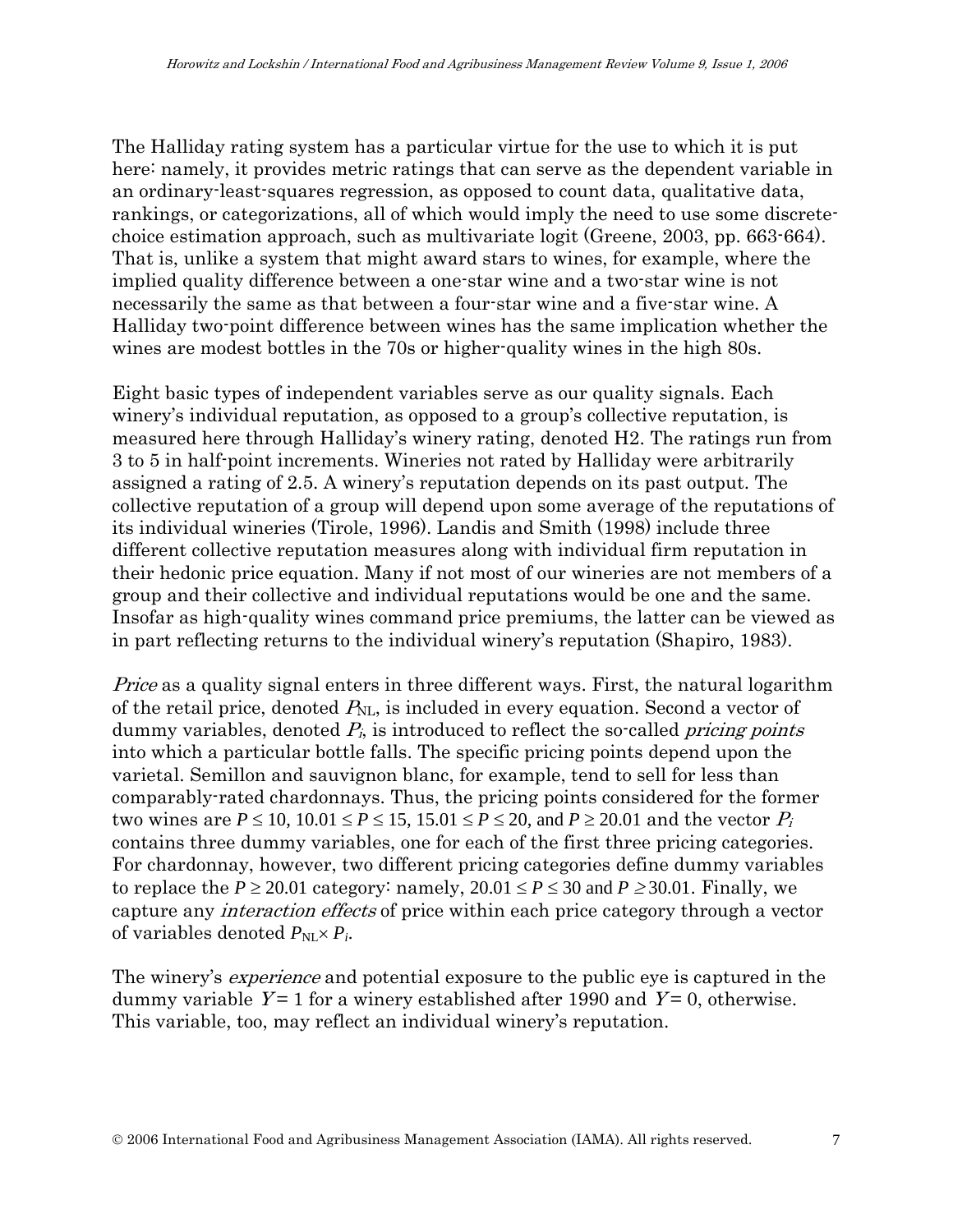The Halliday rating system has a particular virtue for the use to which it is put here: namely, it provides metric ratings that can serve as the dependent variable in an ordinary-least-squares regression, as opposed to count data, qualitative data, rankings, or categorizations, all of which would imply the need to use some discrete-choice estimation approach, such as multivariate logit (Greene, 2003, pp. 663-664). That is, unlike a system that might award stars to wines, for example, where the implied quality difference between a one-star wine and a two-star wine is not necessarily the same as that between a four-star wine and a five-star wine. A Halliday two-point difference between wines has the same implication whether the wines are modest bottles in the 70s or higher-quality wines in the high 80s.

Eight basic types of independent variables serve as our quality signals. Each winery's individual reputation, as opposed to a group's collective reputation, is measured here through Halliday's winery rating, denoted H2. The ratings run from 3 to 5 in half-point increments. Wineries not rated by Halliday were arbitrarily assigned a rating of 2.5. A winery's reputation depends on its past output. The collective reputation of a group will depend upon some average of the reputations of its individual wineries (Tirole, 1996). Landis and Smith (1998) include three different collective reputation measures along with individual firm reputation in their hedonic price equation. Many if not most of our wineries are not members of a group and their collective and individual reputations would be one and the same. Insofar as high-quality wines command price premiums, the latter can be viewed as in part reflecting returns to the individual winery's reputation (Shapiro, 1983).

*Price* as a quality signal enters in three different ways. First, the natural logarithm of the retail price, denoted $P_{NL}$, is included in every equation. Second a vector of dummy variables, denoted $P_i$, is introduced to reflect the so-called *pricing points* into which a particular bottle falls. The specific pricing points depend upon the varietal. Semillon and sauvignon blanc, for example, tend to sell for less than comparably-rated chardonnays. Thus, the pricing points considered for the former two wines are $P \leq 10$, $10.01 \leq P \leq 15$, $15.01 \leq P \leq 20$, and $P \geq 20.01$ and the vector $P_i$ contains three dummy variables, one for each of the first three pricing categories. For chardonnay, however, two different pricing categories define dummy variables to replace the $P \geq 20.01$ category: namely, $20.01 \leq P \leq 30$ and $P \geq 30.01$. Finally, we capture any *interaction effects* of price within each price category through a vector of variables denoted $P_{NL} \times P_i$.

The winery's *experience* and potential exposure to the public eye is captured in the dummy variable $Y = 1$ for a winery established after 1990 and $Y = 0$, otherwise. This variable, too, may reflect an individual winery's reputation.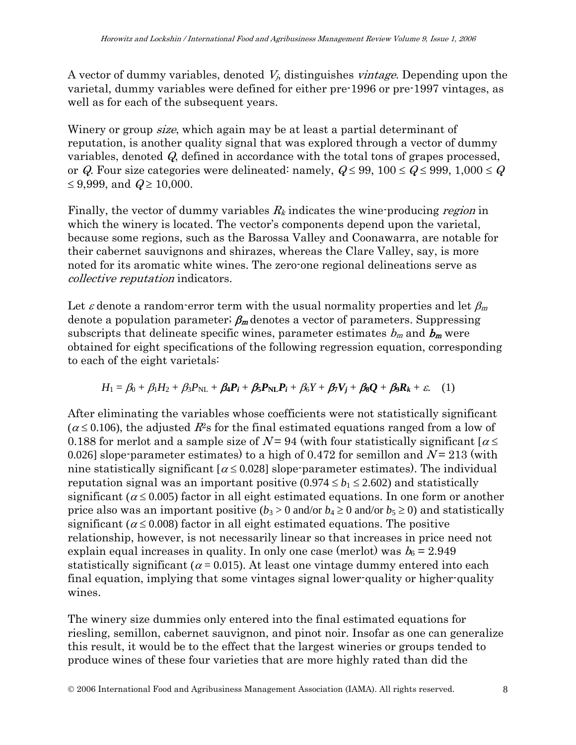A vector of dummy variables, denoted $V_j$, distinguishes *vintage*. Depending upon the varietal, dummy variables were defined for either pre-1996 or pre-1997 vintages, as well as for each of the subsequent years.

Winery or group *size*, which again may be at least a partial determinant of reputation, is another quality signal that was explored through a vector of dummy variables, denoted $\boldsymbol{Q}$, defined in accordance with the total tons of grapes processed, or $Q$. Four size categories were delineated: namely, $Q \leq 99$, $100 \leq Q \leq 999$, $1{,}000 \leq Q \leq 9{,}999$, and $Q \geq 10{,}000$.

Finally, the vector of dummy variables $\boldsymbol{R_k}$ indicates the wine-producing *region* in which the winery is located. The vector's components depend upon the varietal, because some regions, such as the Barossa Valley and Coonawarra, are notable for their cabernet sauvignons and shirazes, whereas the Clare Valley, say, is more noted for its aromatic white wines. The zero-one regional delineations serve as *collective reputation* indicators.

Let $\varepsilon$ denote a random-error term with the usual normality properties and let $\beta_m$ denote a population parameter; $\boldsymbol{\beta_m}$ denotes a vector of parameters. Suppressing subscripts that delineate specific wines, parameter estimates $b_m$ and $\boldsymbol{b_m}$ were obtained for eight specifications of the following regression equation, corresponding to each of the eight varietals:

$$H_1 = \beta_0 + \beta_1 H_2 + \beta_3 P_{\mathrm{NL}} + \boldsymbol{\beta_4 P_i} + \boldsymbol{\beta_5 P_{\mathrm{NL}} P_i} + \beta_6 Y + \boldsymbol{\beta_7 V_j} + \boldsymbol{\beta_8 Q} + \boldsymbol{\beta_9 R_k} + \varepsilon. \quad (1)$$

After eliminating the variables whose coefficients were not statistically significant ($\alpha \leq 0.106$), the adjusted $R^2$s for the final estimated equations ranged from a low of 0.188 for merlot and a sample size of $N = 94$ (with four statistically significant [$\alpha \leq 0.026$] slope-parameter estimates) to a high of 0.472 for semillon and $N = 213$ (with nine statistically significant [$\alpha \leq 0.028$] slope-parameter estimates). The individual reputation signal was an important positive ($0.974 \leq b_1 \leq 2.602$) and statistically significant ($\alpha \leq 0.005$) factor in all eight estimated equations. In one form or another price also was an important positive ($b_3 > 0$ and/or $b_4 \geq 0$ and/or $b_5 \geq 0$) and statistically significant ($\alpha \leq 0.008$) factor in all eight estimated equations. The positive relationship, however, is not necessarily linear so that increases in price need not explain equal increases in quality. In only one case (merlot) was $b_6 = 2.949$ statistically significant ($\alpha = 0.015$). At least one vintage dummy entered into each final equation, implying that some vintages signal lower-quality or higher-quality wines.

The winery size dummies only entered into the final estimated equations for riesling, semillon, cabernet sauvignon, and pinot noir. Insofar as one can generalize this result, it would be to the effect that the largest wineries or groups tended to produce wines of these four varieties that are more highly rated than did the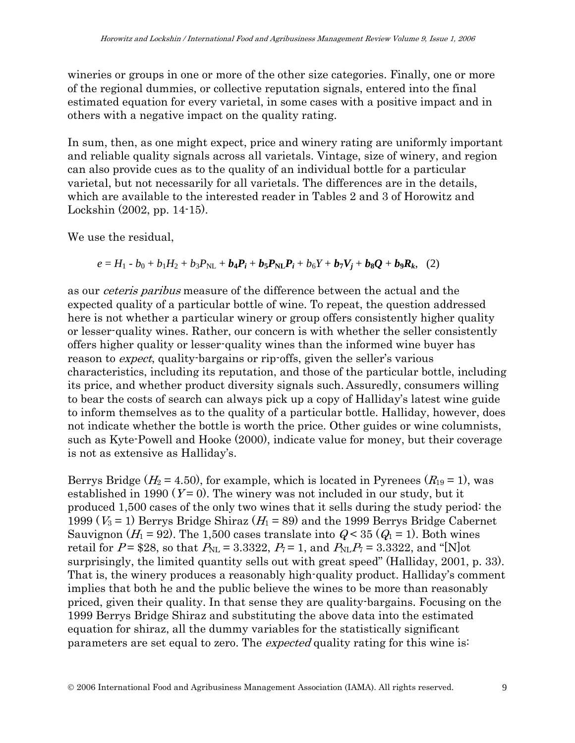wineries or groups in one or more of the other size categories. Finally, one or more of the regional dummies, or collective reputation signals, entered into the final estimated equation for every varietal, in some cases with a positive impact and in others with a negative impact on the quality rating.

In sum, then, as one might expect, price and winery rating are uniformly important and reliable quality signals across all varietals. Vintage, size of winery, and region can also provide cues as to the quality of an individual bottle for a particular varietal, but not necessarily for all varietals. The differences are in the details, which are available to the interested reader in Tables 2 and 3 of Horowitz and Lockshin (2002, pp. 14-15).

We use the residual,

$$e = H_1 - b_0 + b_1H_2 + b_3P_{\mathrm{NL}} + \boldsymbol{b_4P_i} + \boldsymbol{b_5P_{\mathrm{NL}}P_i} + b_6Y + \boldsymbol{b_7V_j} + \boldsymbol{b_8Q} + \boldsymbol{b_9R_k}, \quad (2)$$

as our *ceteris paribus* measure of the difference between the actual and the expected quality of a particular bottle of wine. To repeat, the question addressed here is not whether a particular winery or group offers consistently higher quality or lesser-quality wines. Rather, our concern is with whether the seller consistently offers higher quality or lesser-quality wines than the informed wine buyer has reason to *expect*, quality-bargains or rip-offs, given the seller's various characteristics, including its reputation, and those of the particular bottle, including its price, and whether product diversity signals such. Assuredly, consumers willing to bear the costs of search can always pick up a copy of Halliday's latest wine guide to inform themselves as to the quality of a particular bottle. Halliday, however, does not indicate whether the bottle is worth the price. Other guides or wine columnists, such as Kyte-Powell and Hooke (2000), indicate value for money, but their coverage is not as extensive as Halliday's.

Berrys Bridge ($H_2$ = 4.50), for example, which is located in Pyrenees ($R_{19}$ = 1), was established in 1990 ($Y$ = 0). The winery was not included in our study, but it produced 1,500 cases of the only two wines that it sells during the study period: the 1999 ($V_3$ = 1) Berrys Bridge Shiraz ($H_1$ = 89) and the 1999 Berrys Bridge Cabernet Sauvignon ($H_1$ = 92). The 1,500 cases translate into $Q$ < 35 ($Q_1$ = 1). Both wines retail for $P$ = \$28, so that $P_{\mathrm{NL}}$ = 3.3322, $P_7$ = 1, and $P_{\mathrm{NL}}P_7$ = 3.3322, and "[N]ot surprisingly, the limited quantity sells out with great speed" (Halliday, 2001, p. 33). That is, the winery produces a reasonably high-quality product. Halliday's comment implies that both he and the public believe the wines to be more than reasonably priced, given their quality. In that sense they are quality-bargains. Focusing on the 1999 Berrys Bridge Shiraz and substituting the above data into the estimated equation for shiraz, all the dummy variables for the statistically significant parameters are set equal to zero. The *expected* quality rating for this wine is: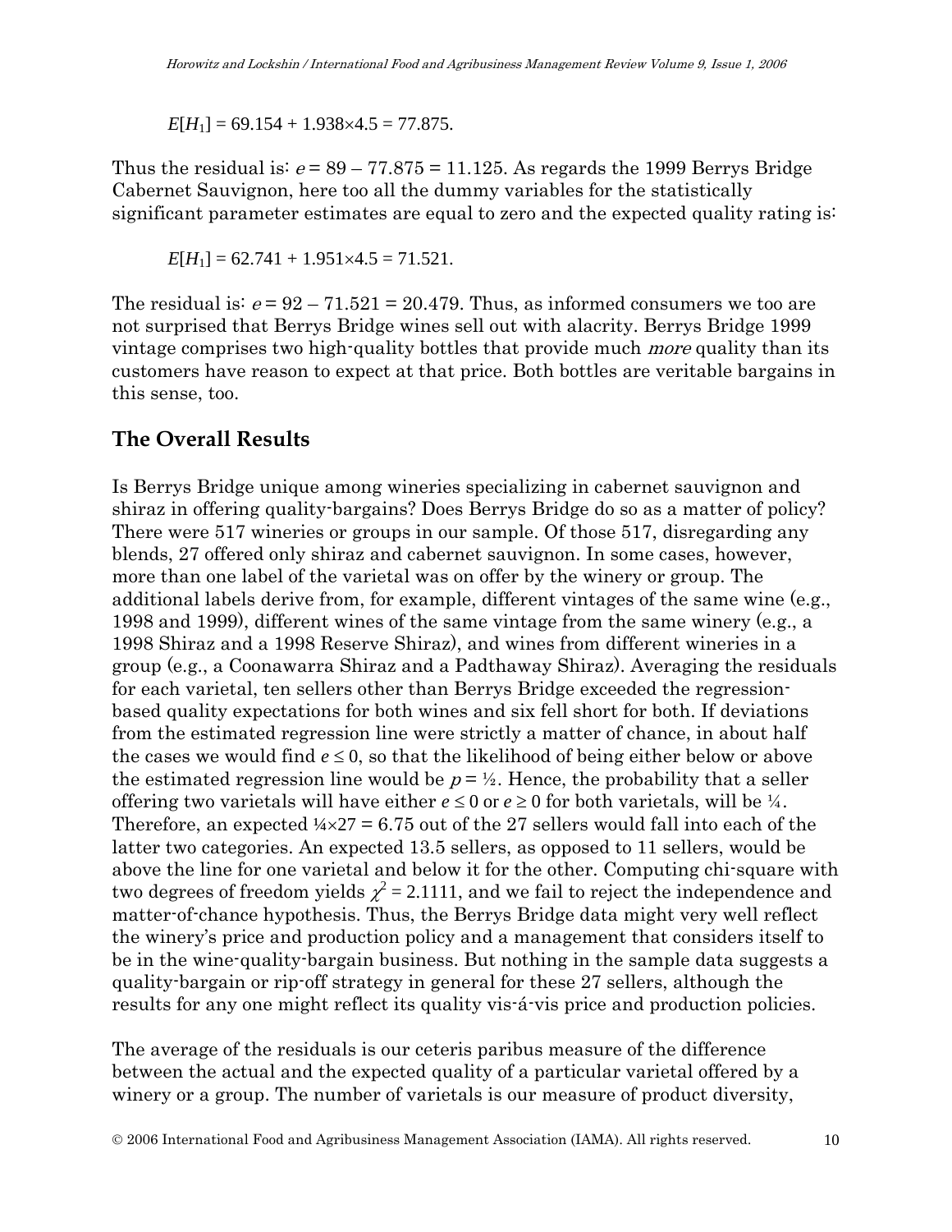$$E[H_1] = 69.154 + 1.938 \times 4.5 = 77.875.$$

Thus the residual is: $e = 89 - 77.875 = 11.125$. As regards the 1999 Berrys Bridge Cabernet Sauvignon, here too all the dummy variables for the statistically significant parameter estimates are equal to zero and the expected quality rating is:

$$E[H_1] = 62.741 + 1.951 \times 4.5 = 71.521.$$

The residual is: $e = 92 - 71.521 = 20.479$. Thus, as informed consumers we too are not surprised that Berrys Bridge wines sell out with alacrity. Berrys Bridge 1999 vintage comprises two high-quality bottles that provide much *more* quality than its customers have reason to expect at that price. Both bottles are veritable bargains in this sense, too.

## The Overall Results

Is Berrys Bridge unique among wineries specializing in cabernet sauvignon and shiraz in offering quality-bargains? Does Berrys Bridge do so as a matter of policy? There were 517 wineries or groups in our sample. Of those 517, disregarding any blends, 27 offered only shiraz and cabernet sauvignon. In some cases, however, more than one label of the varietal was on offer by the winery or group. The additional labels derive from, for example, different vintages of the same wine (e.g., 1998 and 1999), different wines of the same vintage from the same winery (e.g., a 1998 Shiraz and a 1998 Reserve Shiraz), and wines from different wineries in a group (e.g., a Coonawarra Shiraz and a Padthaway Shiraz). Averaging the residuals for each varietal, ten sellers other than Berrys Bridge exceeded the regression-based quality expectations for both wines and six fell short for both. If deviations from the estimated regression line were strictly a matter of chance, in about half the cases we would find $e \leq 0$, so that the likelihood of being either below or above the estimated regression line would be $p = ½$. Hence, the probability that a seller offering two varietals will have either $e \leq 0$ or $e \geq 0$ for both varietals, will be ¼. Therefore, an expected $¼ \times 27 = 6.75$ out of the 27 sellers would fall into each of the latter two categories. An expected 13.5 sellers, as opposed to 11 sellers, would be above the line for one varietal and below it for the other. Computing chi-square with two degrees of freedom yields $\chi^2 = 2.1111$, and we fail to reject the independence and matter-of-chance hypothesis. Thus, the Berrys Bridge data might very well reflect the winery's price and production policy and a management that considers itself to be in the wine-quality-bargain business. But nothing in the sample data suggests a quality-bargain or rip-off strategy in general for these 27 sellers, although the results for any one might reflect its quality vis-á-vis price and production policies.

The average of the residuals is our ceteris paribus measure of the difference between the actual and the expected quality of a particular varietal offered by a winery or a group. The number of varietals is our measure of product diversity,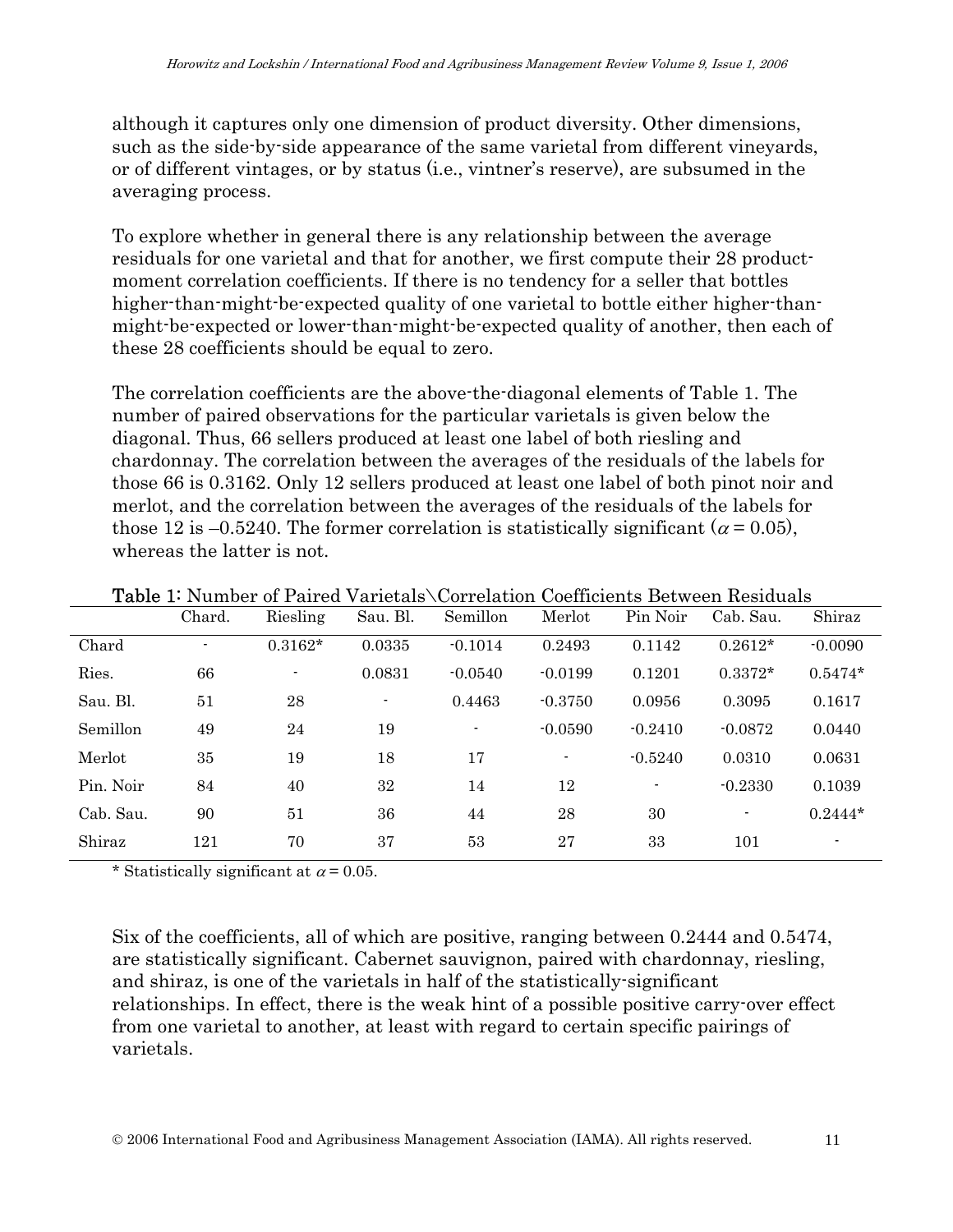although it captures only one dimension of product diversity. Other dimensions, such as the side-by-side appearance of the same varietal from different vineyards, or of different vintages, or by status (i.e., vintner's reserve), are subsumed in the averaging process.

To explore whether in general there is any relationship between the average residuals for one varietal and that for another, we first compute their 28 product-moment correlation coefficients. If there is no tendency for a seller that bottles higher-than-might-be-expected quality of one varietal to bottle either higher-than-might-be-expected or lower-than-might-be-expected quality of another, then each of these 28 coefficients should be equal to zero.

The correlation coefficients are the above-the-diagonal elements of Table 1. The number of paired observations for the particular varietals is given below the diagonal. Thus, 66 sellers produced at least one label of both riesling and chardonnay. The correlation between the averages of the residuals of the labels for those 66 is 0.3162. Only 12 sellers produced at least one label of both pinot noir and merlot, and the correlation between the averages of the residuals of the labels for those 12 is –0.5240. The former correlation is statistically significant ($\alpha = 0.05$), whereas the latter is not.

**Table 1**: Number of Paired Varietals\Correlation Coefficients Between Residuals

| | Chard. | Riesling | Sau. Bl. | Semillon | Merlot | Pin Noir | Cab. Sau. | Shiraz |
|---|---|---|---|---|---|---|---|---|
| Chard | - | 0.3162* | 0.0335 | -0.1014 | 0.2493 | 0.1142 | 0.2612* | -0.0090 |
| Ries. | 66 | - | 0.0831 | -0.0540 | -0.0199 | 0.1201 | 0.3372* | 0.5474* |
| Sau. Bl. | 51 | 28 | - | 0.4463 | -0.3750 | 0.0956 | 0.3095 | 0.1617 |
| Semillon | 49 | 24 | 19 | - | -0.0590 | -0.2410 | -0.0872 | 0.0440 |
| Merlot | 35 | 19 | 18 | 17 | - | -0.5240 | 0.0310 | 0.0631 |
| Pin. Noir | 84 | 40 | 32 | 14 | 12 | - | -0.2330 | 0.1039 |
| Cab. Sau. | 90 | 51 | 36 | 44 | 28 | 30 | - | 0.2444* |
| Shiraz | 121 | 70 | 37 | 53 | 27 | 33 | 101 | - |

\* Statistically significant at $\alpha = 0.05$.

Six of the coefficients, all of which are positive, ranging between 0.2444 and 0.5474, are statistically significant. Cabernet sauvignon, paired with chardonnay, riesling, and shiraz, is one of the varietals in half of the statistically-significant relationships. In effect, there is the weak hint of a possible positive carry-over effect from one varietal to another, at least with regard to certain specific pairings of varietals.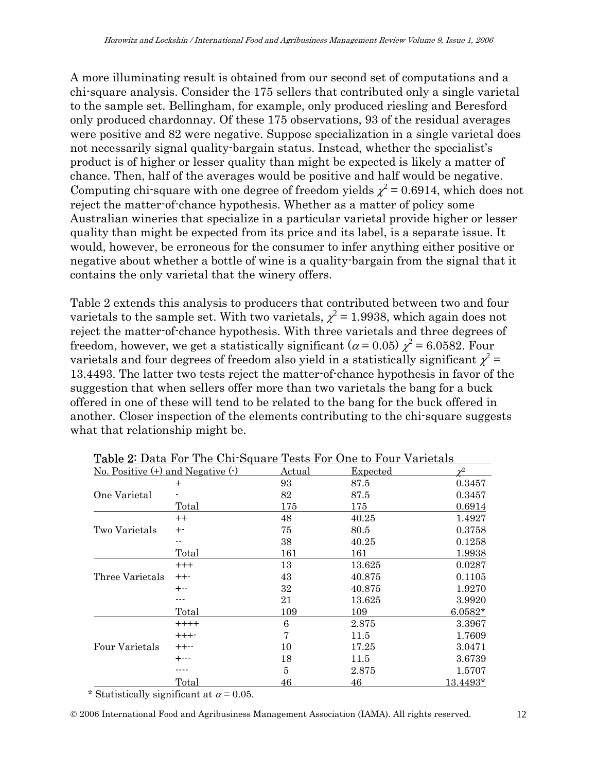A more illuminating result is obtained from our second set of computations and a chi-square analysis. Consider the 175 sellers that contributed only a single varietal to the sample set. Bellingham, for example, only produced riesling and Beresford only produced chardonnay. Of these 175 observations, 93 of the residual averages were positive and 82 were negative. Suppose specialization in a single varietal does not necessarily signal quality-bargain status. Instead, whether the specialist's product is of higher or lesser quality than might be expected is likely a matter of chance. Then, half of the averages would be positive and half would be negative. Computing chi-square with one degree of freedom yields $\chi^2 = 0.6914$, which does not reject the matter-of-chance hypothesis. Whether as a matter of policy some Australian wineries that specialize in a particular varietal provide higher or lesser quality than might be expected from its price and its label, is a separate issue. It would, however, be erroneous for the consumer to infer anything either positive or negative about whether a bottle of wine is a quality-bargain from the signal that it contains the only varietal that the winery offers.

Table 2 extends this analysis to producers that contributed between two and four varietals to the sample set. With two varietals, $\chi^2 = 1.9938$, which again does not reject the matter-of-chance hypothesis. With three varietals and three degrees of freedom, however, we get a statistically significant ($\alpha = 0.05$) $\chi^2 = 6.0582$. Four varietals and four degrees of freedom also yield in a statistically significant $\chi^2 = 13.4493$. The latter two tests reject the matter-of-chance hypothesis in favor of the suggestion that when sellers offer more than two varietals the bang for a buck offered in one of these will tend to be related to the bang for the buck offered in another. Closer inspection of the elements contributing to the chi-square suggests what that relationship might be.

**Table 2:** Data For The Chi-Square Tests For One to Four Varietals

| No. Positive (+) and Negative (-) | | Actual | Expected | $\chi^2$ |
|---|---|---|---|---|
| | + | 93 | 87.5 | 0.3457 |
| One Varietal | - | 82 | 87.5 | 0.3457 |
| | Total | 175 | 175 | 0.6914 |
| | ++ | 48 | 40.25 | 1.4927 |
| Two Varietals | +- | 75 | 80.5 | 0.3758 |
| | -- | 38 | 40.25 | 0.1258 |
| | Total | 161 | 161 | 1.9938 |
| | +++ | 13 | 13.625 | 0.0287 |
| Three Varietals | ++- | 43 | 40.875 | 0.1105 |
| | +-- | 32 | 40.875 | 1.9270 |
| | --- | 21 | 13.625 | 3.9920 |
| | Total | 109 | 109 | 6.0582* |
| | ++++ | 6 | 2.875 | 3.3967 |
| | +++- | 7 | 11.5 | 1.7609 |
| Four Varietals | ++-- | 10 | 17.25 | 3.0471 |
| | +--- | 18 | 11.5 | 3.6739 |
| | ---- | 5 | 2.875 | 1.5707 |
| | Total | 46 | 46 | 13.4493* |

\* Statistically significant at $\alpha = 0.05$.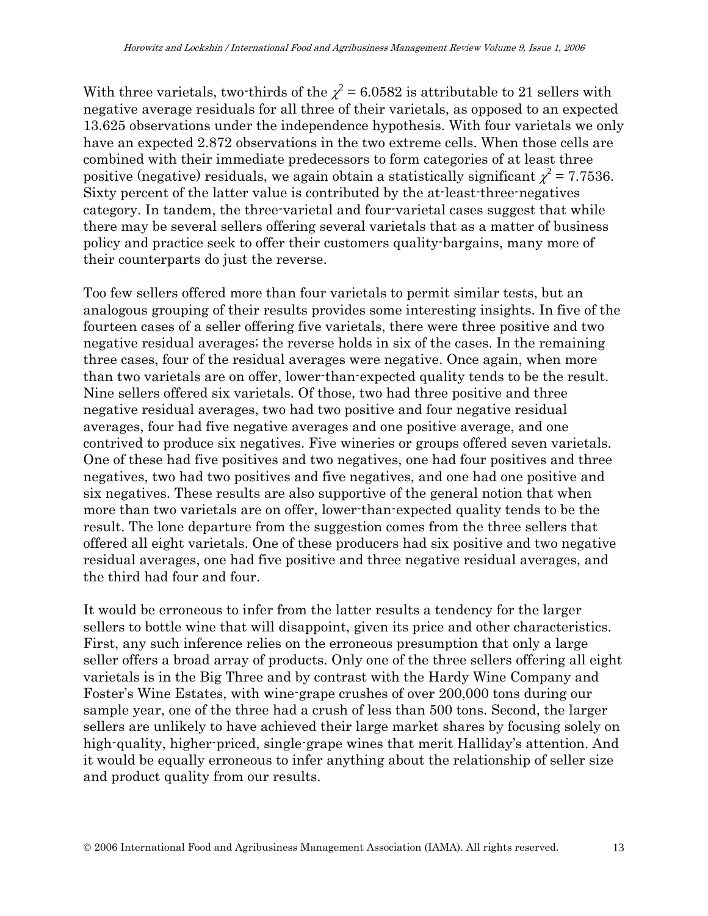With three varietals, two-thirds of the $\chi^2 = 6.0582$ is attributable to 21 sellers with negative average residuals for all three of their varietals, as opposed to an expected 13.625 observations under the independence hypothesis. With four varietals we only have an expected 2.872 observations in the two extreme cells. When those cells are combined with their immediate predecessors to form categories of at least three positive (negative) residuals, we again obtain a statistically significant $\chi^2 = 7.7536$. Sixty percent of the latter value is contributed by the at-least-three-negatives category. In tandem, the three-varietal and four-varietal cases suggest that while there may be several sellers offering several varietals that as a matter of business policy and practice seek to offer their customers quality-bargains, many more of their counterparts do just the reverse.

Too few sellers offered more than four varietals to permit similar tests, but an analogous grouping of their results provides some interesting insights. In five of the fourteen cases of a seller offering five varietals, there were three positive and two negative residual averages; the reverse holds in six of the cases. In the remaining three cases, four of the residual averages were negative. Once again, when more than two varietals are on offer, lower-than-expected quality tends to be the result. Nine sellers offered six varietals. Of those, two had three positive and three negative residual averages, two had two positive and four negative residual averages, four had five negative averages and one positive average, and one contrived to produce six negatives. Five wineries or groups offered seven varietals. One of these had five positives and two negatives, one had four positives and three negatives, two had two positives and five negatives, and one had one positive and six negatives. These results are also supportive of the general notion that when more than two varietals are on offer, lower-than-expected quality tends to be the result. The lone departure from the suggestion comes from the three sellers that offered all eight varietals. One of these producers had six positive and two negative residual averages, one had five positive and three negative residual averages, and the third had four and four.

It would be erroneous to infer from the latter results a tendency for the larger sellers to bottle wine that will disappoint, given its price and other characteristics. First, any such inference relies on the erroneous presumption that only a large seller offers a broad array of products. Only one of the three sellers offering all eight varietals is in the Big Three and by contrast with the Hardy Wine Company and Foster's Wine Estates, with wine-grape crushes of over 200,000 tons during our sample year, one of the three had a crush of less than 500 tons. Second, the larger sellers are unlikely to have achieved their large market shares by focusing solely on high-quality, higher-priced, single-grape wines that merit Halliday's attention. And it would be equally erroneous to infer anything about the relationship of seller size and product quality from our results.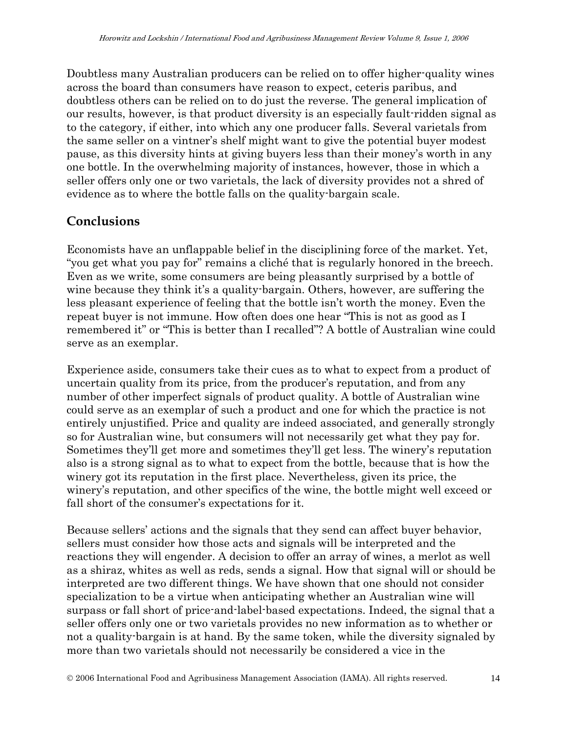Doubtless many Australian producers can be relied on to offer higher-quality wines across the board than consumers have reason to expect, ceteris paribus, and doubtless others can be relied on to do just the reverse. The general implication of our results, however, is that product diversity is an especially fault-ridden signal as to the category, if either, into which any one producer falls. Several varietals from the same seller on a vintner's shelf might want to give the potential buyer modest pause, as this diversity hints at giving buyers less than their money's worth in any one bottle. In the overwhelming majority of instances, however, those in which a seller offers only one or two varietals, the lack of diversity provides not a shred of evidence as to where the bottle falls on the quality-bargain scale.

## Conclusions

Economists have an unflappable belief in the disciplining force of the market. Yet, "you get what you pay for" remains a cliché that is regularly honored in the breech. Even as we write, some consumers are being pleasantly surprised by a bottle of wine because they think it's a quality-bargain. Others, however, are suffering the less pleasant experience of feeling that the bottle isn't worth the money. Even the repeat buyer is not immune. How often does one hear "This is not as good as I remembered it" or "This is better than I recalled"? A bottle of Australian wine could serve as an exemplar.

Experience aside, consumers take their cues as to what to expect from a product of uncertain quality from its price, from the producer's reputation, and from any number of other imperfect signals of product quality. A bottle of Australian wine could serve as an exemplar of such a product and one for which the practice is not entirely unjustified. Price and quality are indeed associated, and generally strongly so for Australian wine, but consumers will not necessarily get what they pay for. Sometimes they'll get more and sometimes they'll get less. The winery's reputation also is a strong signal as to what to expect from the bottle, because that is how the winery got its reputation in the first place. Nevertheless, given its price, the winery's reputation, and other specifics of the wine, the bottle might well exceed or fall short of the consumer's expectations for it.

Because sellers' actions and the signals that they send can affect buyer behavior, sellers must consider how those acts and signals will be interpreted and the reactions they will engender. A decision to offer an array of wines, a merlot as well as a shiraz, whites as well as reds, sends a signal. How that signal will or should be interpreted are two different things. We have shown that one should not consider specialization to be a virtue when anticipating whether an Australian wine will surpass or fall short of price-and-label-based expectations. Indeed, the signal that a seller offers only one or two varietals provides no new information as to whether or not a quality-bargain is at hand. By the same token, while the diversity signaled by more than two varietals should not necessarily be considered a vice in the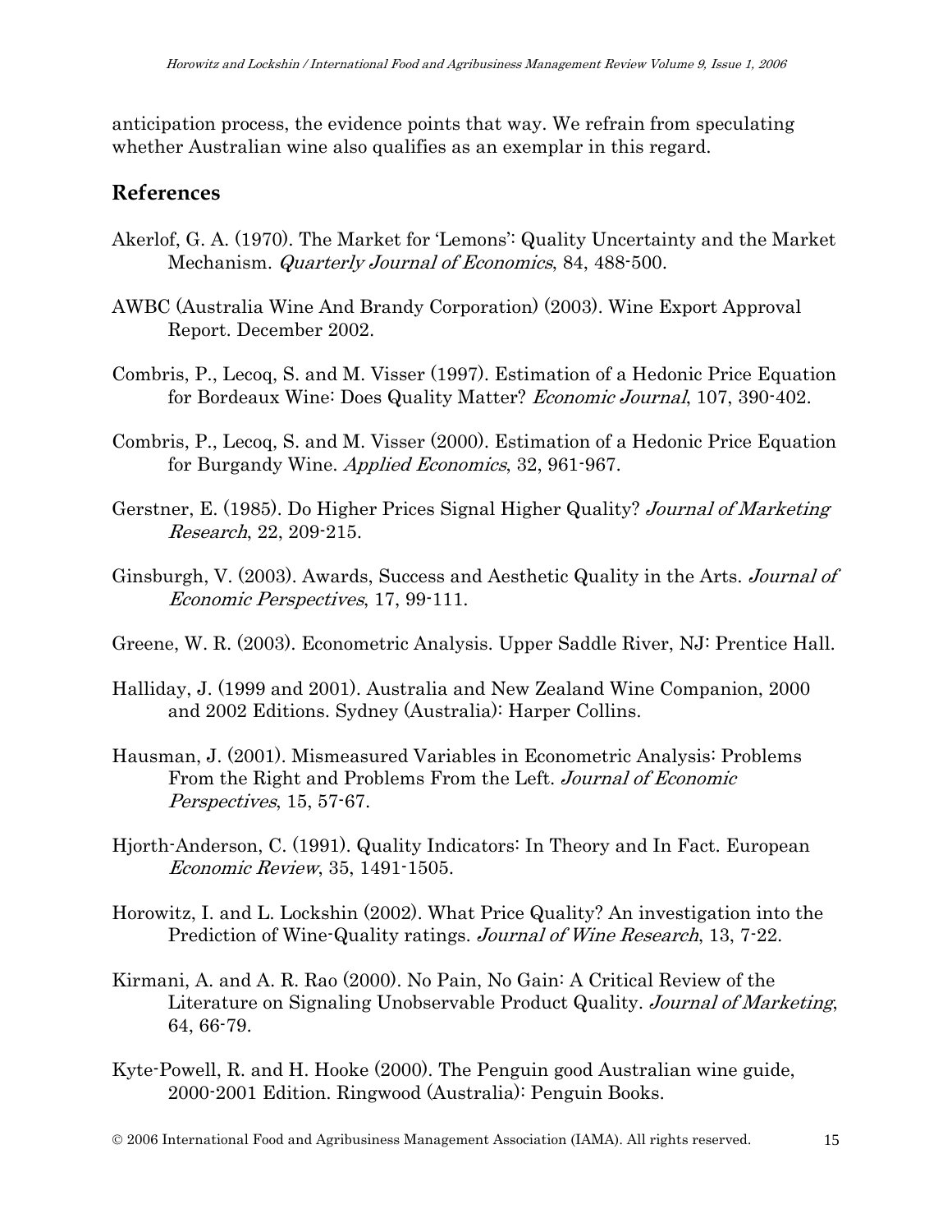anticipation process, the evidence points that way. We refrain from speculating whether Australian wine also qualifies as an exemplar in this regard.

## References

Akerlof, G. A. (1970). The Market for 'Lemons': Quality Uncertainty and the Market Mechanism. *Quarterly Journal of Economics*, 84, 488-500.

AWBC (Australia Wine And Brandy Corporation) (2003). Wine Export Approval Report. December 2002.

Combris, P., Lecoq, S. and M. Visser (1997). Estimation of a Hedonic Price Equation for Bordeaux Wine: Does Quality Matter? *Economic Journal*, 107, 390-402.

Combris, P., Lecoq, S. and M. Visser (2000). Estimation of a Hedonic Price Equation for Burgandy Wine. *Applied Economics*, 32, 961-967.

Gerstner, E. (1985). Do Higher Prices Signal Higher Quality? *Journal of Marketing Research*, 22, 209-215.

Ginsburgh, V. (2003). Awards, Success and Aesthetic Quality in the Arts. *Journal of Economic Perspectives*, 17, 99-111.

Greene, W. R. (2003). Econometric Analysis. Upper Saddle River, NJ: Prentice Hall.

Halliday, J. (1999 and 2001). Australia and New Zealand Wine Companion, 2000 and 2002 Editions. Sydney (Australia): Harper Collins.

Hausman, J. (2001). Mismeasured Variables in Econometric Analysis: Problems From the Right and Problems From the Left. *Journal of Economic Perspectives*, 15, 57-67.

Hjorth-Anderson, C. (1991). Quality Indicators: In Theory and In Fact. European *Economic Review*, 35, 1491-1505.

Horowitz, I. and L. Lockshin (2002). What Price Quality? An investigation into the Prediction of Wine-Quality ratings. *Journal of Wine Research*, 13, 7-22.

Kirmani, A. and A. R. Rao (2000). No Pain, No Gain: A Critical Review of the Literature on Signaling Unobservable Product Quality. *Journal of Marketing*, 64, 66-79.

Kyte-Powell, R. and H. Hooke (2000). The Penguin good Australian wine guide, 2000-2001 Edition. Ringwood (Australia): Penguin Books.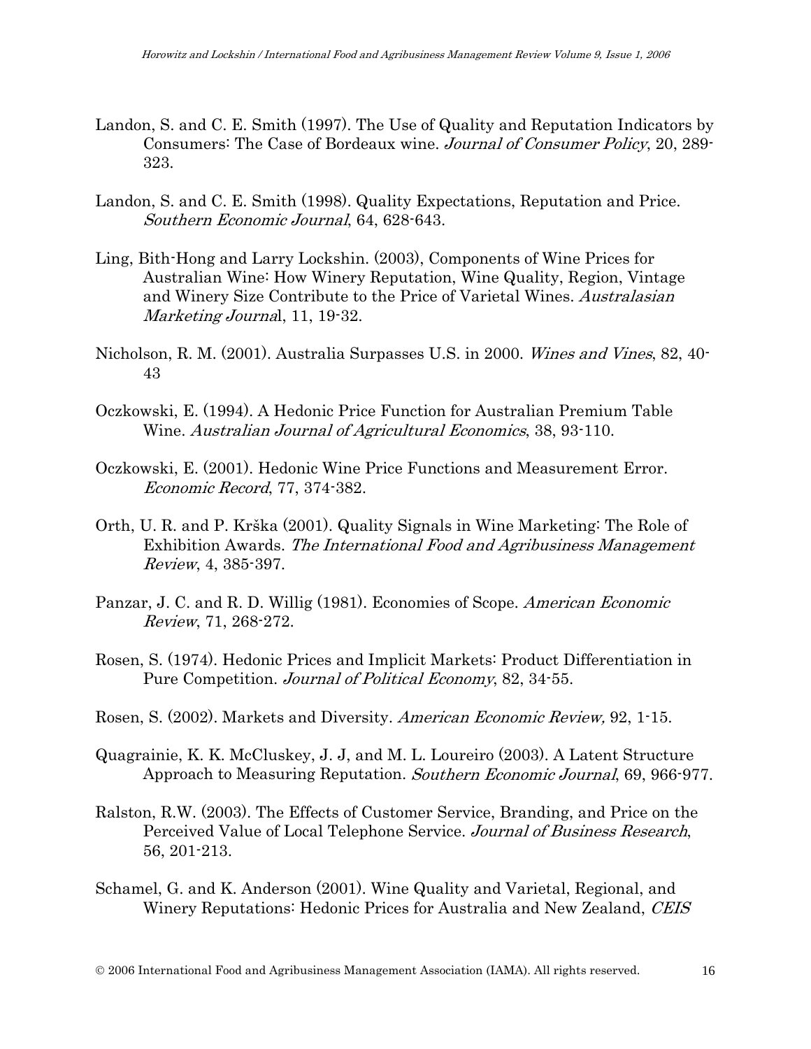Landon, S. and C. E. Smith (1997). The Use of Quality and Reputation Indicators by Consumers: The Case of Bordeaux wine. *Journal of Consumer Policy*, 20, 289-323.

Landon, S. and C. E. Smith (1998). Quality Expectations, Reputation and Price. *Southern Economic Journal*, 64, 628-643.

Ling, Bith-Hong and Larry Lockshin. (2003), Components of Wine Prices for Australian Wine: How Winery Reputation, Wine Quality, Region, Vintage and Winery Size Contribute to the Price of Varietal Wines. *Australasian Marketing Journal*, 11, 19-32.

Nicholson, R. M. (2001). Australia Surpasses U.S. in 2000. *Wines and Vines*, 82, 40-43

Oczkowski, E. (1994). A Hedonic Price Function for Australian Premium Table Wine. *Australian Journal of Agricultural Economics*, 38, 93-110.

Oczkowski, E. (2001). Hedonic Wine Price Functions and Measurement Error. *Economic Record*, 77, 374-382.

Orth, U. R. and P. Krška (2001). Quality Signals in Wine Marketing: The Role of Exhibition Awards. *The International Food and Agribusiness Management Review*, 4, 385-397.

Panzar, J. C. and R. D. Willig (1981). Economies of Scope. *American Economic Review*, 71, 268-272.

Rosen, S. (1974). Hedonic Prices and Implicit Markets: Product Differentiation in Pure Competition. *Journal of Political Economy*, 82, 34-55.

Rosen, S. (2002). Markets and Diversity. *American Economic Review,* 92, 1-15.

Quagrainie, K. K. McCluskey, J. J, and M. L. Loureiro (2003). A Latent Structure Approach to Measuring Reputation. *Southern Economic Journal*, 69, 966-977.

Ralston, R.W. (2003). The Effects of Customer Service, Branding, and Price on the Perceived Value of Local Telephone Service. *Journal of Business Research*, 56, 201-213.

Schamel, G. and K. Anderson (2001). Wine Quality and Varietal, Regional, and Winery Reputations: Hedonic Prices for Australia and New Zealand, *CEIS*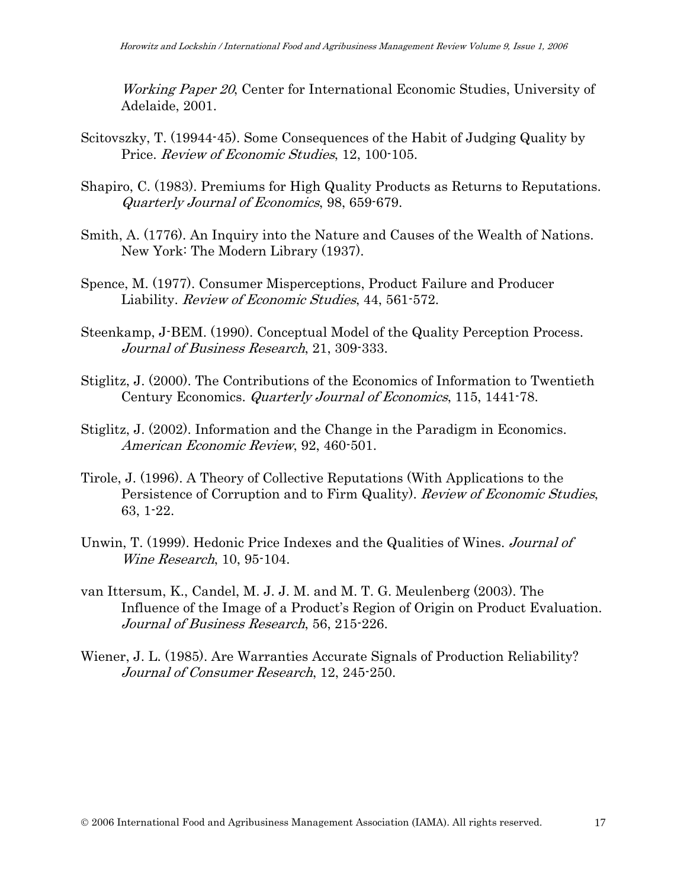*Working Paper 20*, Center for International Economic Studies, University of Adelaide, 2001.

Scitovszky, T. (19944-45). Some Consequences of the Habit of Judging Quality by Price. *Review of Economic Studies*, 12, 100-105.

Shapiro, C. (1983). Premiums for High Quality Products as Returns to Reputations. *Quarterly Journal of Economics*, 98, 659-679.

Smith, A. (1776). An Inquiry into the Nature and Causes of the Wealth of Nations. New York: The Modern Library (1937).

Spence, M. (1977). Consumer Misperceptions, Product Failure and Producer Liability. *Review of Economic Studies*, 44, 561-572.

Steenkamp, J-BEM. (1990). Conceptual Model of the Quality Perception Process. *Journal of Business Research*, 21, 309-333.

Stiglitz, J. (2000). The Contributions of the Economics of Information to Twentieth Century Economics. *Quarterly Journal of Economics*, 115, 1441-78.

Stiglitz, J. (2002). Information and the Change in the Paradigm in Economics. *American Economic Review*, 92, 460-501.

Tirole, J. (1996). A Theory of Collective Reputations (With Applications to the Persistence of Corruption and to Firm Quality). *Review of Economic Studies*, 63, 1-22.

Unwin, T. (1999). Hedonic Price Indexes and the Qualities of Wines. *Journal of Wine Research*, 10, 95-104.

van Ittersum, K., Candel, M. J. J. M. and M. T. G. Meulenberg (2003). The Influence of the Image of a Product's Region of Origin on Product Evaluation. *Journal of Business Research*, 56, 215-226.

Wiener, J. L. (1985). Are Warranties Accurate Signals of Production Reliability? *Journal of Consumer Research*, 12, 245-250.